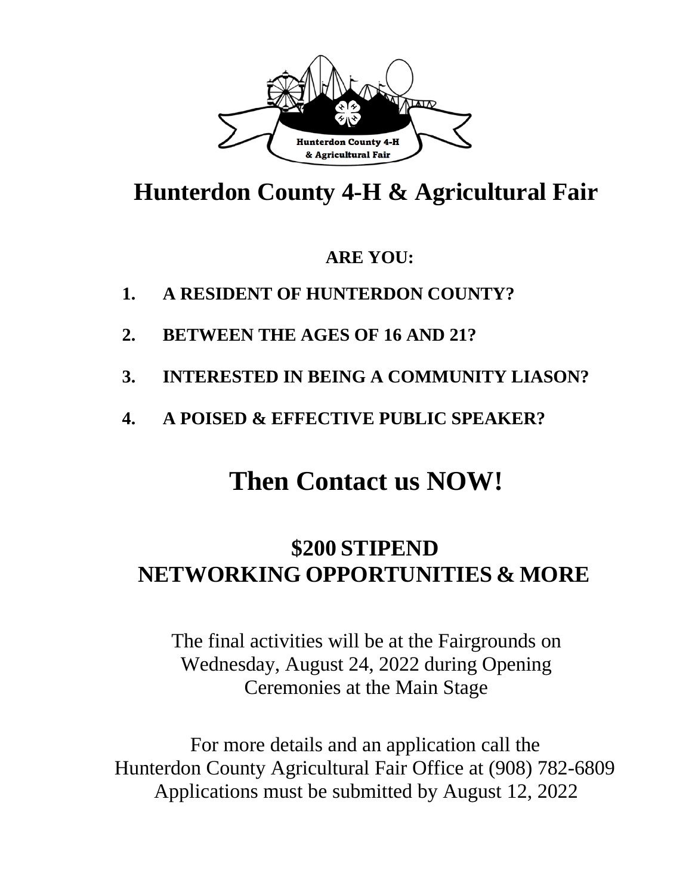# Hunterdon County 4-H & Agricultural Fair

**ARE YOU:**

1. **A RESIDENT OF HUNTERDON COUNTY?**
2. **BETWEEN THE AGES OF 16 AND 21?**
3. **INTERESTED IN BEING A COMMUNITY LIASON?**
4. **A POISED & EFFECTIVE PUBLIC SPEAKER?**

# Then Contact us NOW!

## $200 STIPEND
## NETWORKING OPPORTUNITIES & MORE

The final activities will be at the Fairgrounds on Wednesday, August 24, 2022 during Opening Ceremonies at the Main Stage

For more details and an application call the Hunterdon County Agricultural Fair Office at (908) 782-6809
Applications must be submitted by August 12, 2022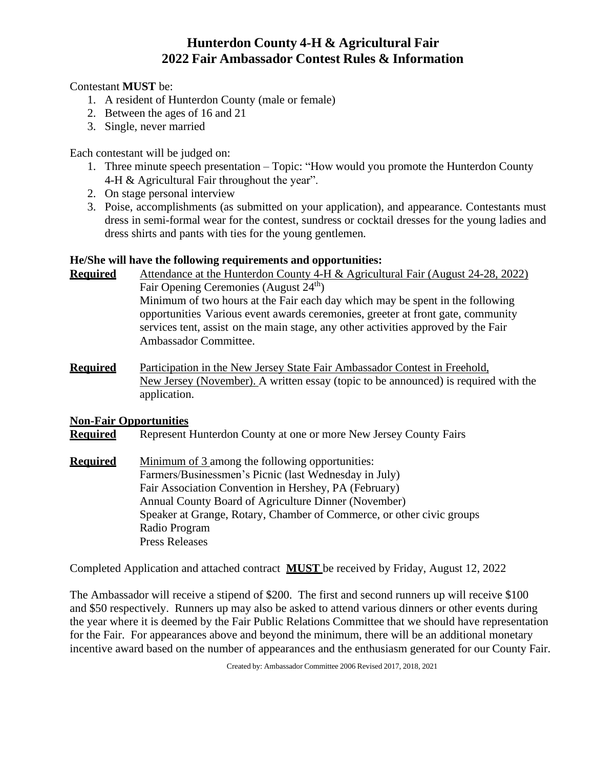# Hunterdon County 4-H & Agricultural Fair
# 2022 Fair Ambassador Contest Rules & Information

Contestant **MUST** be:

1. A resident of Hunterdon County (male or female)
2. Between the ages of 16 and 21
3. Single, never married

Each contestant will be judged on:

1. Three minute speech presentation – Topic: "How would you promote the Hunterdon County 4-H & Agricultural Fair throughout the year".
2. On stage personal interview
3. Poise, accomplishments (as submitted on your application), and appearance. Contestants must dress in semi-formal wear for the contest, sundress or cocktail dresses for the young ladies and dress shirts and pants with ties for the young gentlemen.

**He/She will have the following requirements and opportunities:**

**Required** Attendance at the Hunterdon County 4-H & Agricultural Fair (August 24-28, 2022)
Fair Opening Ceremonies (August 24th)
Minimum of two hours at the Fair each day which may be spent in the following opportunities Various event awards ceremonies, greeter at front gate, community services tent, assist on the main stage, any other activities approved by the Fair Ambassador Committee.

**Required** Participation in the New Jersey State Fair Ambassador Contest in Freehold, New Jersey (November). A written essay (topic to be announced) is required with the application.

**Non-Fair Opportunities**

**Required** Represent Hunterdon County at one or more New Jersey County Fairs

**Required** Minimum of 3 among the following opportunities:
Farmers/Businessmen's Picnic (last Wednesday in July)
Fair Association Convention in Hershey, PA (February)
Annual County Board of Agriculture Dinner (November)
Speaker at Grange, Rotary, Chamber of Commerce, or other civic groups
Radio Program
Press Releases

Completed Application and attached contract **MUST** be received by Friday, August 12, 2022

The Ambassador will receive a stipend of $200. The first and second runners up will receive $100 and $50 respectively. Runners up may also be asked to attend various dinners or other events during the year where it is deemed by the Fair Public Relations Committee that we should have representation for the Fair. For appearances above and beyond the minimum, there will be an additional monetary incentive award based on the number of appearances and the enthusiasm generated for our County Fair.

Created by: Ambassador Committee 2006 Revised 2017, 2018, 2021